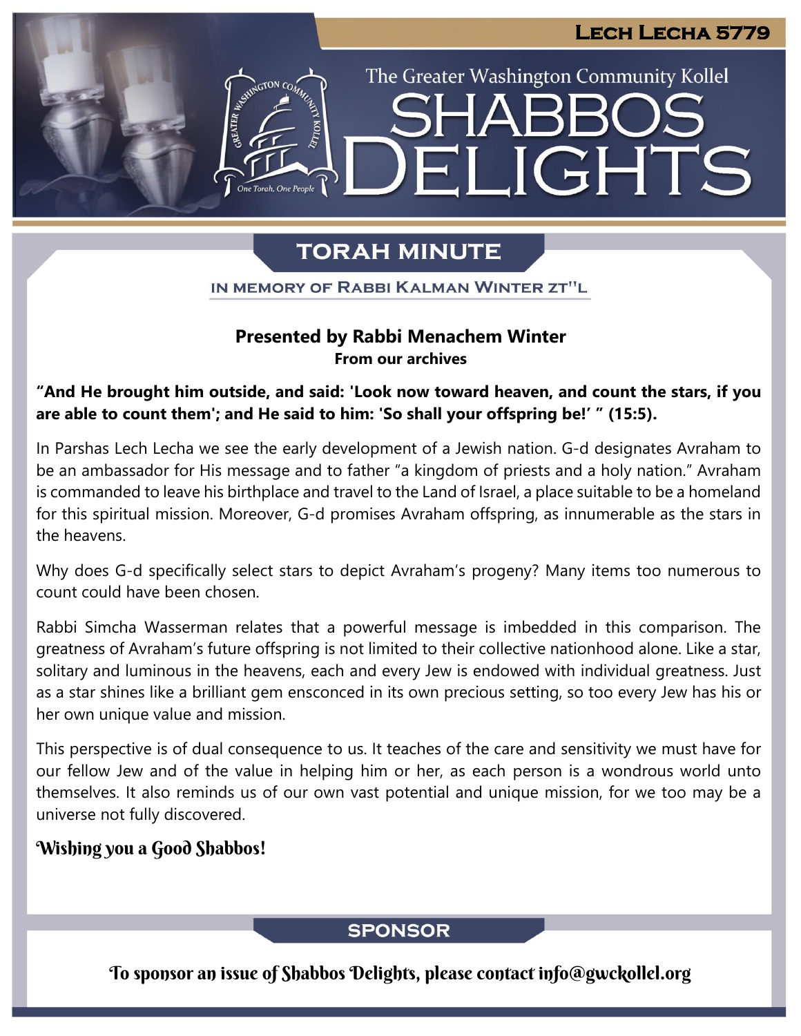# Lech Lecha 5779

The Greater Washington Community Kollel

# SHABBOS DELIGHTS

## TORAH MINUTE

IN MEMORY OF RABBI KALMAN WINTER ZT"L

**Presented by Rabbi Menachem Winter**
**From our archives**

**"And He brought him outside, and said: 'Look now toward heaven, and count the stars, if you are able to count them'; and He said to him: 'So shall your offspring be!' " (15:5).**

In Parshas Lech Lecha we see the early development of a Jewish nation. G-d designates Avraham to be an ambassador for His message and to father "a kingdom of priests and a holy nation." Avraham is commanded to leave his birthplace and travel to the Land of Israel, a place suitable to be a homeland for this spiritual mission. Moreover, G-d promises Avraham offspring, as innumerable as the stars in the heavens.

Why does G-d specifically select stars to depict Avraham's progeny? Many items too numerous to count could have been chosen.

Rabbi Simcha Wasserman relates that a powerful message is imbedded in this comparison. The greatness of Avraham's future offspring is not limited to their collective nationhood alone. Like a star, solitary and luminous in the heavens, each and every Jew is endowed with individual greatness. Just as a star shines like a brilliant gem ensconced in its own precious setting, so too every Jew has his or her own unique value and mission.

This perspective is of dual consequence to us. It teaches of the care and sensitivity we must have for our fellow Jew and of the value in helping him or her, as each person is a wondrous world unto themselves. It also reminds us of our own vast potential and unique mission, for we too may be a universe not fully discovered.

*Wishing you a Good Shabbos!*

## SPONSOR

To sponsor an issue of Shabbos Delights, please contact info@gwckollel.org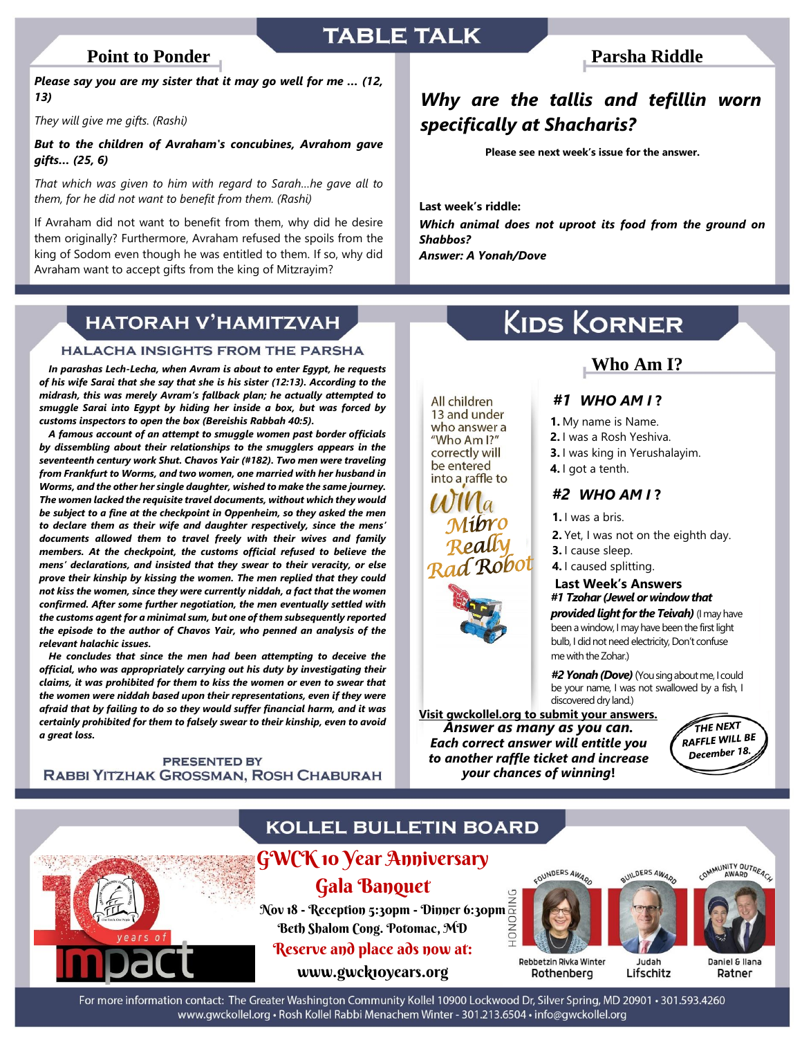# TABLE TALK

## Point to Ponder

***Please say you are my sister that it may go well for me ... (12, 13)***

*They will give me gifts. (Rashi)*

***But to the children of Avraham's concubines, Avrahom gave gifts... (25, 6)***

*That which was given to him with regard to Sarah...he gave all to them, for he did not want to benefit from them. (Rashi)*

If Avraham did not want to benefit from them, why did he desire them originally? Furthermore, Avraham refused the spoils from the king of Sodom even though he was entitled to them. If so, why did Avraham want to accept gifts from the king of Mitzrayim?

## Parsha Riddle

***Why are the tallis and tefillin worn specifically at Shacharis?***

**Please see next week's issue for the answer.**

**Last week's riddle:**

***Which animal does not uproot its food from the ground on Shabbos?***

***Answer: A Yonah/Dove***

# HATORAH V'HAMITZVAH

### HALACHA INSIGHTS FROM THE PARSHA

***In parashas Lech-Lecha, when Avram is about to enter Egypt, he requests of his wife Sarai that she say that she is his sister (12:13). According to the midrash, this was merely Avram's fallback plan; he actually attempted to smuggle Sarai into Egypt by hiding her inside a box, but was forced by customs inspectors to open the box (Bereishis Rabbah 40:5).***

***A famous account of an attempt to smuggle women past border officials by dissembling about their relationships to the smugglers appears in the seventeenth century work Shut. Chavos Yair (#182). Two men were traveling from Frankfurt to Worms, and two women, one married with her husband in Worms, and the other her single daughter, wished to make the same journey. The women lacked the requisite travel documents, without which they would be subject to a fine at the checkpoint in Oppenheim, so they asked the men to declare them as their wife and daughter respectively, since the mens' documents allowed them to travel freely with their wives and family members. At the checkpoint, the customs official refused to believe the mens' declarations, and insisted that they swear to their veracity, or else prove their kinship by kissing the women. The men replied that they could not kiss the women, since they were currently niddah, a fact that the women confirmed. After some further negotiation, the men eventually settled with the customs agent for a minimal sum, but one of them subsequently reported the episode to the author of Chavos Yair, who penned an analysis of the relevant halachic issues.***

***He concludes that since the men had been attempting to deceive the official, who was appropriately carrying out his duty by investigating their claims, it was prohibited for them to kiss the women or even to swear that the women were niddah based upon their representations, even if they were afraid that by failing to do so they would suffer financial harm, and it was certainly prohibited for them to falsely swear to their kinship, even to avoid a great loss.***

PRESENTED BY
RABBI YITZHAK GROSSMAN, ROSH CHABURAH

# KIDS KORNER

## Who Am I?

All children 13 and under who answer a "Who Am I?" correctly will be entered into a raffle to Win a Mibro Really Rad Robot

### #1 WHO AM I ?

1. My name is Name.
2. I was a Rosh Yeshiva.
3. I was king in Yerushalayim.
4. I got a tenth.

### #2 WHO AM I ?

1. I was a bris.
2. Yet, I was not on the eighth day.
3. I cause sleep.
4. I caused splitting.

**Last Week's Answers**

***#1 Tzohar (Jewel or window that provided light for the Teivah)*** (I may have been a window, I may have been the first light bulb, I did not need electricity, Don't confuse me with the Zohar.)

***#2 Yonah (Dove)*** (You sing about me, I could be your name, I was not swallowed by a fish, I discovered dry land.)

**Visit gwckollel.org to submit your answers.**

***Answer as many as you can. Each correct answer will entitle you to another raffle ticket and increase your chances of winning!***

***THE NEXT RAFFLE WILL BE December 18.***

# KOLLEL BULLETIN BOARD

10 years of impact

## GWCK 10 Year Anniversary Gala Banquet

Nov 18 - Reception 5:30pm - Dinner 6:30pm
Beth Shalom Cong. Potomac, MD
Reserve and place ads now at:
www.gwck10years.org

HONORING

Founders Award: Rebbetzin Rivka Winter
Builders Award: Judah Rothenberg
Builders Award: Lifschitz
Community Outreach Award: Daniel & Ilana Ratner

For more information contact: The Greater Washington Community Kollel 10900 Lockwood Dr, Silver Spring, MD 20901 • 301.593.4260
www.gwckollel.org • Rosh Kollel Rabbi Menachem Winter - 301.213.6504 • info@gwckollel.org